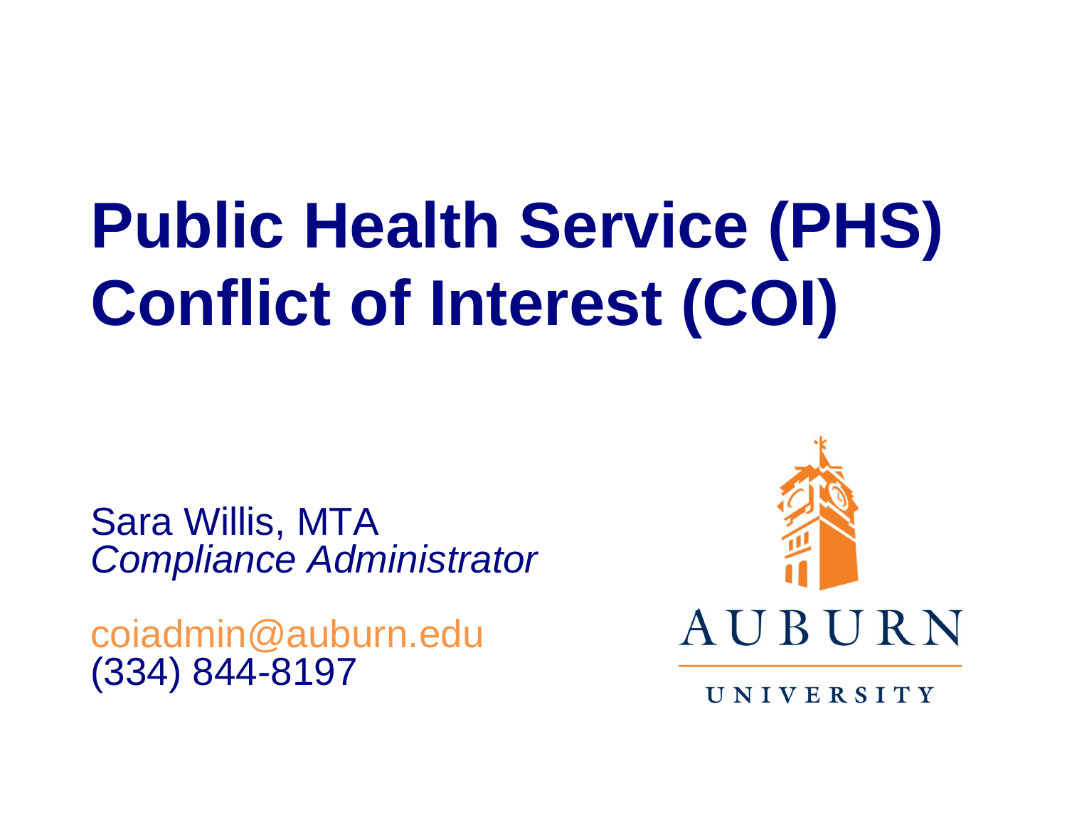# Public Health Service (PHS) Conflict of Interest (COI)

Sara Willis, MTA
*Compliance Administrator*

coiadmin@auburn.edu
(334) 844-8197

AUBURN
UNIVERSITY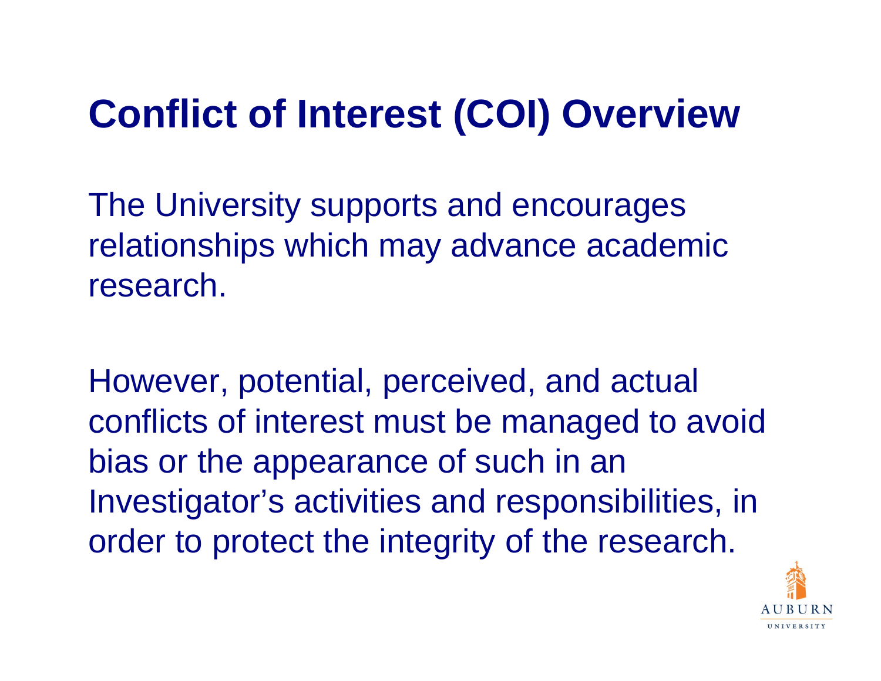# Conflict of Interest (COI) Overview

The University supports and encourages relationships which may advance academic research.

However, potential, perceived, and actual conflicts of interest must be managed to avoid bias or the appearance of such in an Investigator's activities and responsibilities, in order to protect the integrity of the research.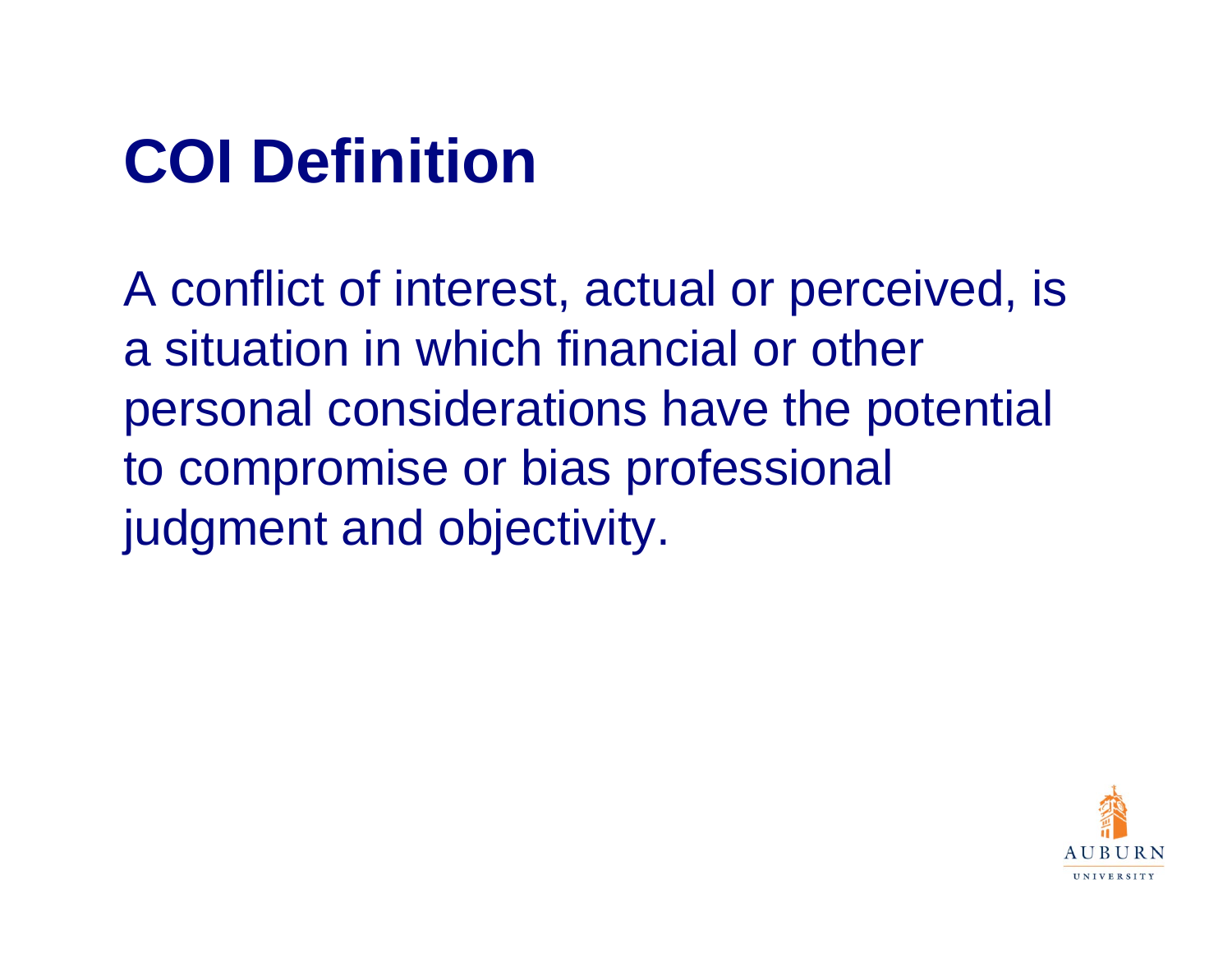# COI Definition

A conflict of interest, actual or perceived, is a situation in which financial or other personal considerations have the potential to compromise or bias professional judgment and objectivity.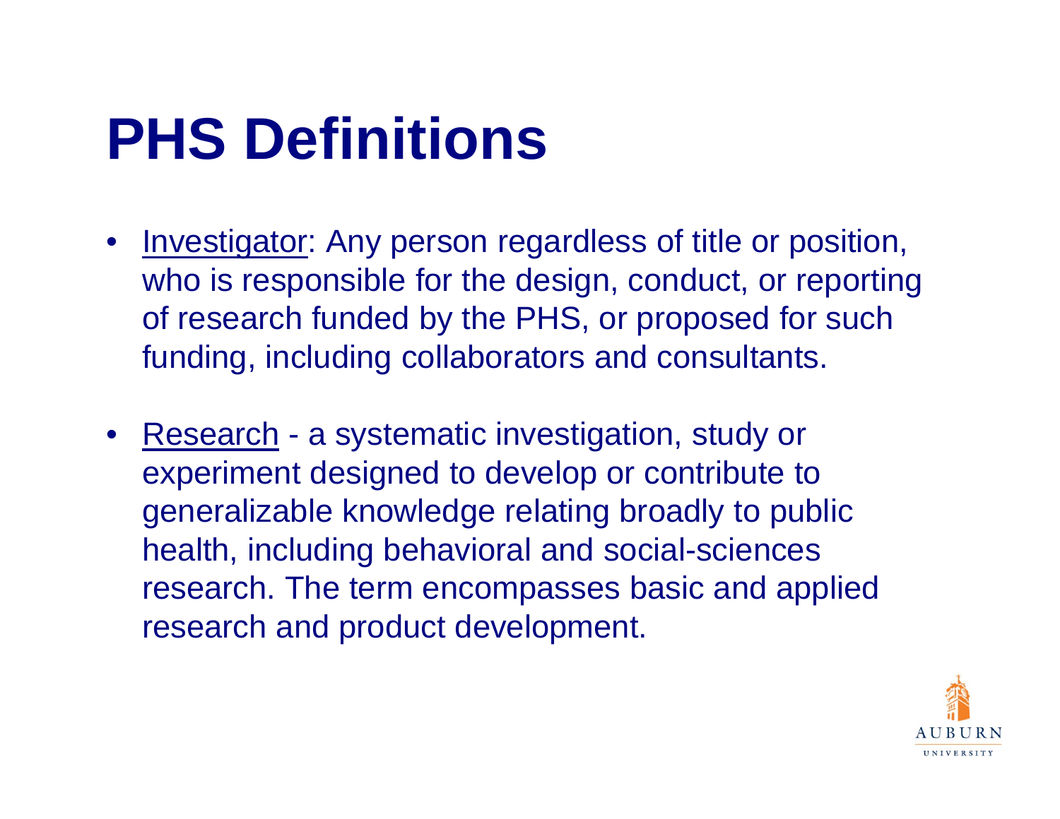# PHS Definitions

- Investigator: Any person regardless of title or position, who is responsible for the design, conduct, or reporting of research funded by the PHS, or proposed for such funding, including collaborators and consultants.

- Research - a systematic investigation, study or experiment designed to develop or contribute to generalizable knowledge relating broadly to public health, including behavioral and social-sciences research. The term encompasses basic and applied research and product development.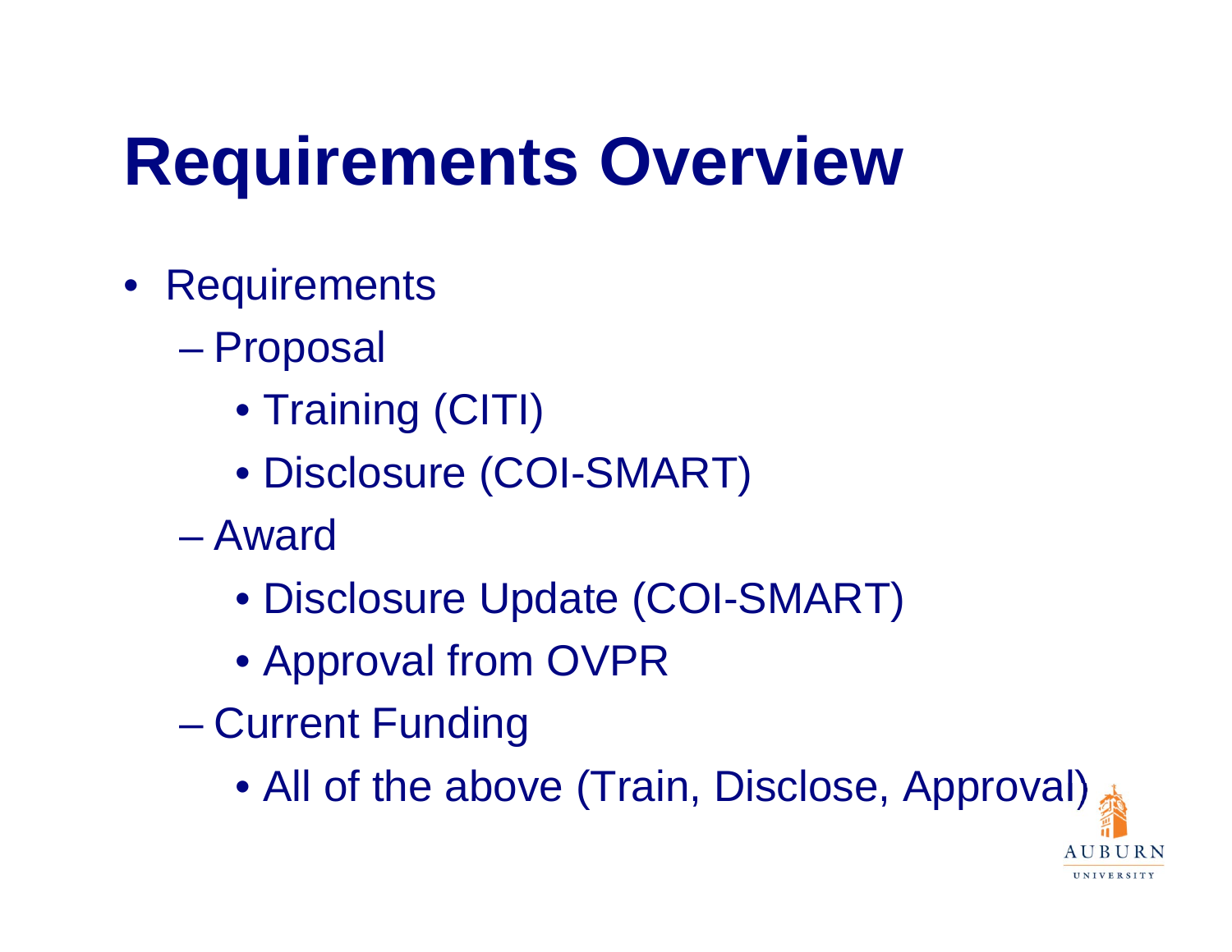# Requirements Overview

- Requirements
  - Proposal
    - Training (CITI)
    - Disclosure (COI-SMART)
  - Award
    - Disclosure Update (COI-SMART)
    - Approval from OVPR
  - Current Funding
    - All of the above (Train, Disclose, Approval)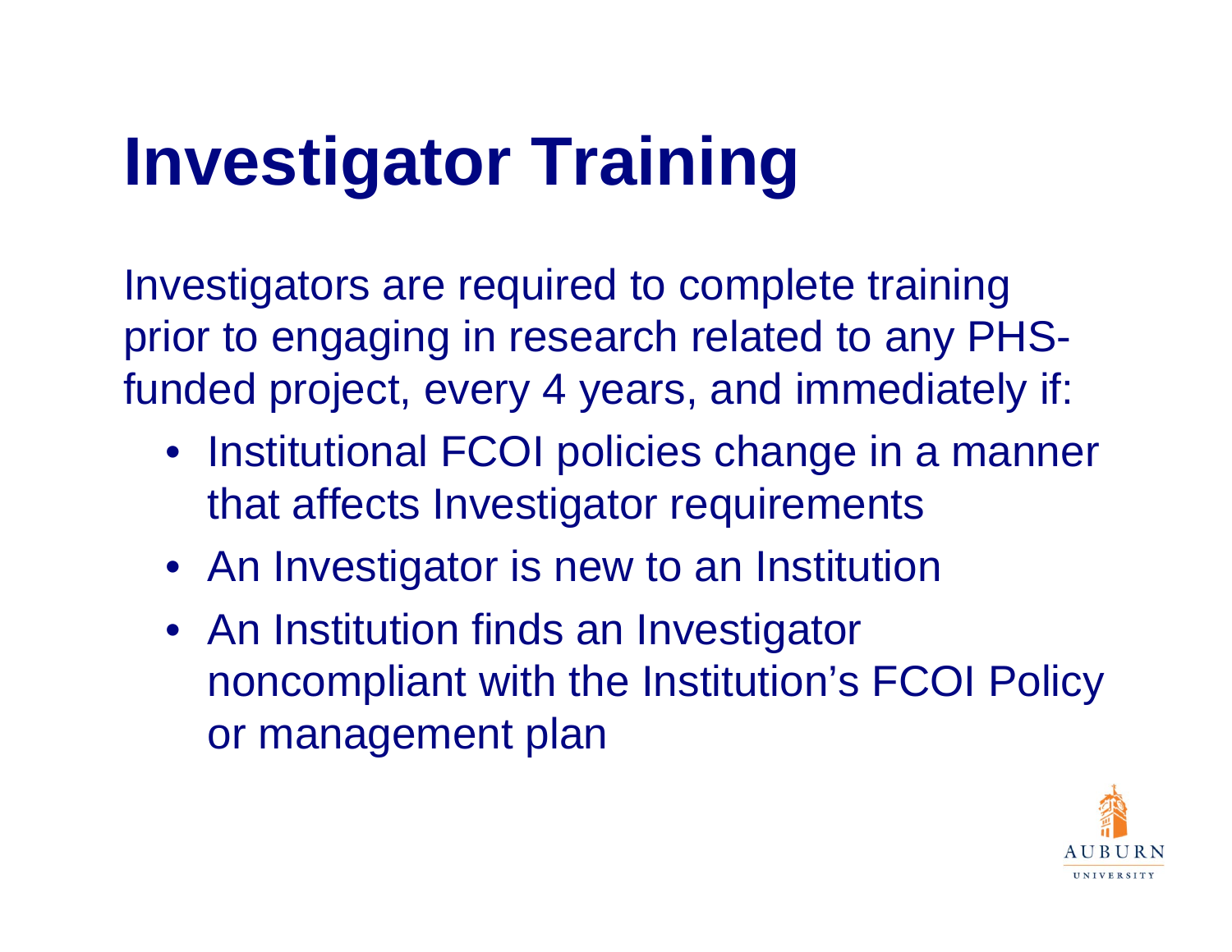# Investigator Training

Investigators are required to complete training prior to engaging in research related to any PHS-funded project, every 4 years, and immediately if:

- Institutional FCOI policies change in a manner that affects Investigator requirements
- An Investigator is new to an Institution
- An Institution finds an Investigator noncompliant with the Institution's FCOI Policy or management plan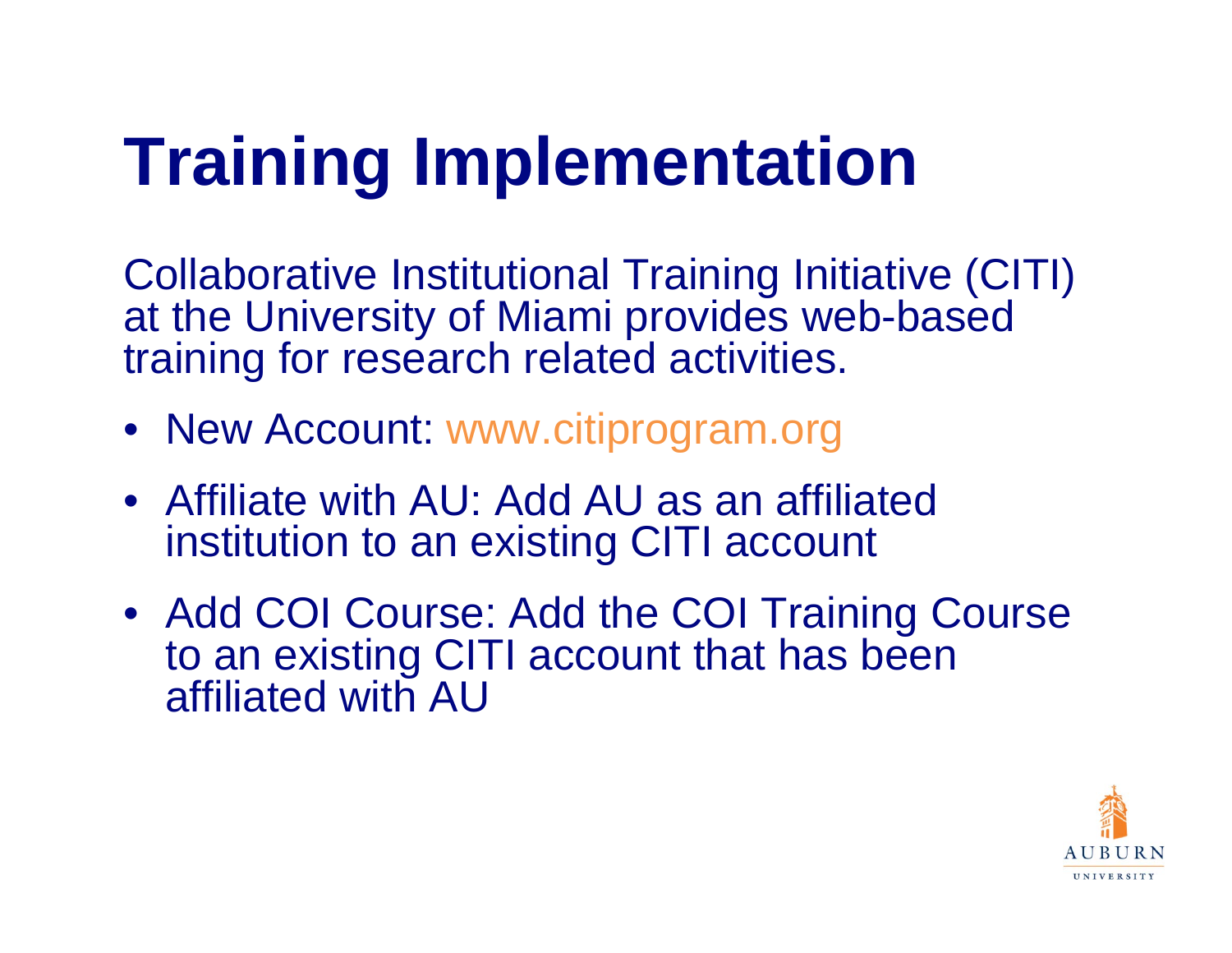# Training Implementation

Collaborative Institutional Training Initiative (CITI) at the University of Miami provides web-based training for research related activities.

- New Account: www.citiprogram.org
- Affiliate with AU: Add AU as an affiliated institution to an existing CITI account
- Add COI Course: Add the COI Training Course to an existing CITI account that has been affiliated with AU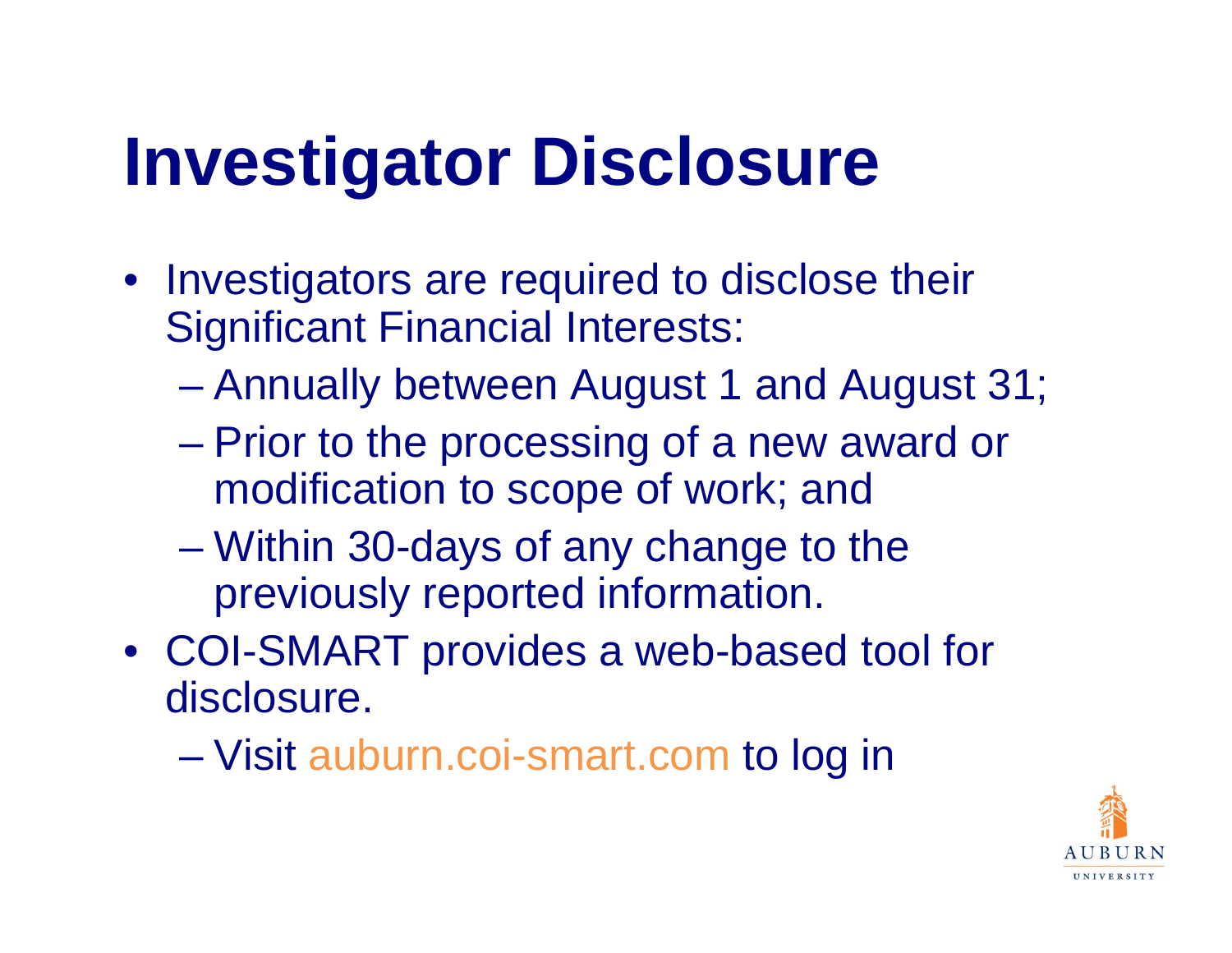# Investigator Disclosure

- Investigators are required to disclose their Significant Financial Interests:
  - Annually between August 1 and August 31;
  - Prior to the processing of a new award or modification to scope of work; and
  - Within 30-days of any change to the previously reported information.
- COI-SMART provides a web-based tool for disclosure.
  - Visit auburn.coi-smart.com to log in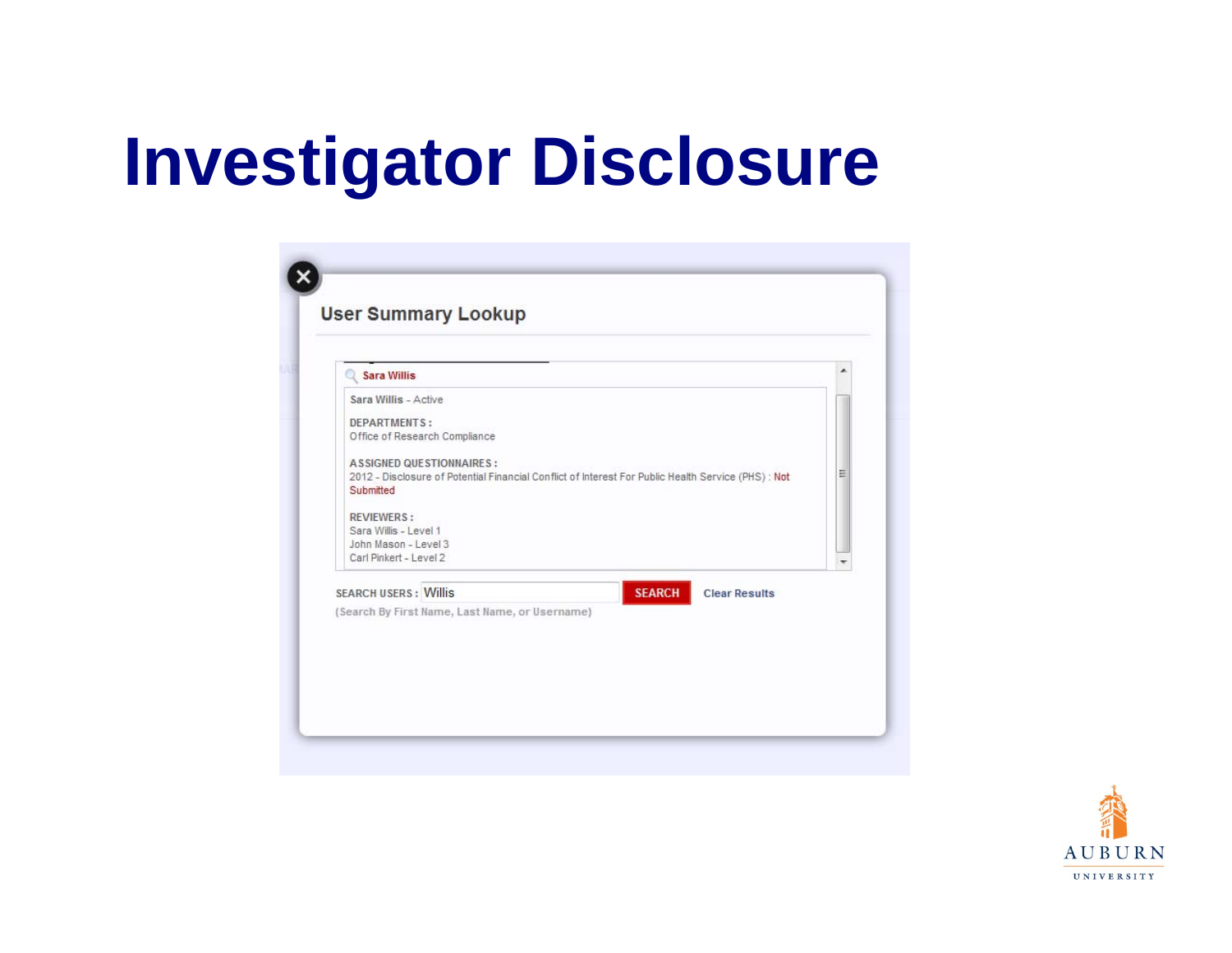# Investigator Disclosure

**User Summary Lookup**

Sara Willis

Sara Willis - Active

DEPARTMENTS :
Office of Research Compliance

ASSIGNED QUESTIONNAIRES :
2012 - Disclosure of Potential Financial Conflict of Interest For Public Health Service (PHS) : Not Submitted

REVIEWERS :
Sara Willis - Level 1
John Mason - Level 3
Carl Pinkert - Level 2

SEARCH USERS : Willis SEARCH Clear Results

(Search By First Name, Last Name, or Username)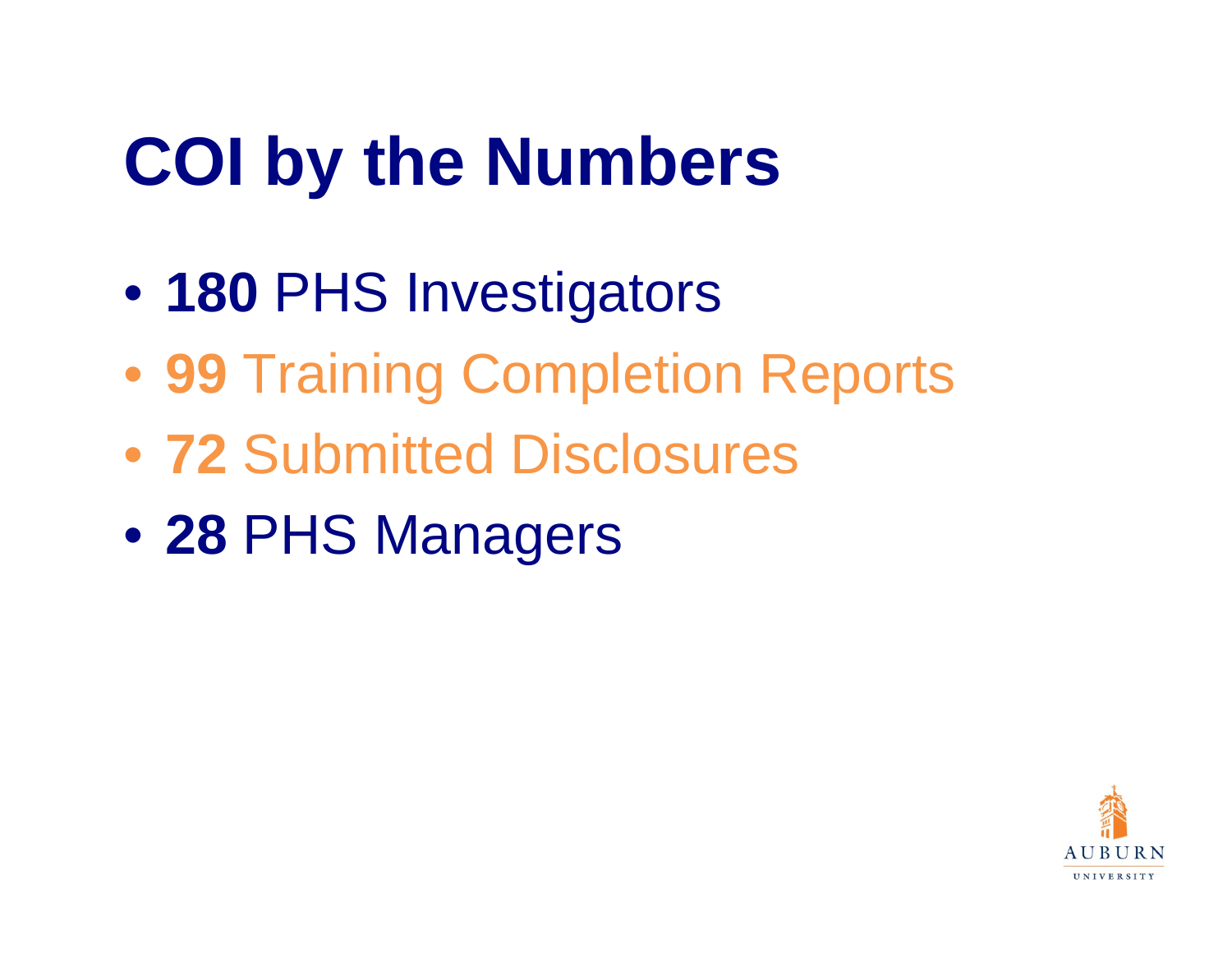# COI by the Numbers

- **180** PHS Investigators
- **99** Training Completion Reports
- **72** Submitted Disclosures
- **28** PHS Managers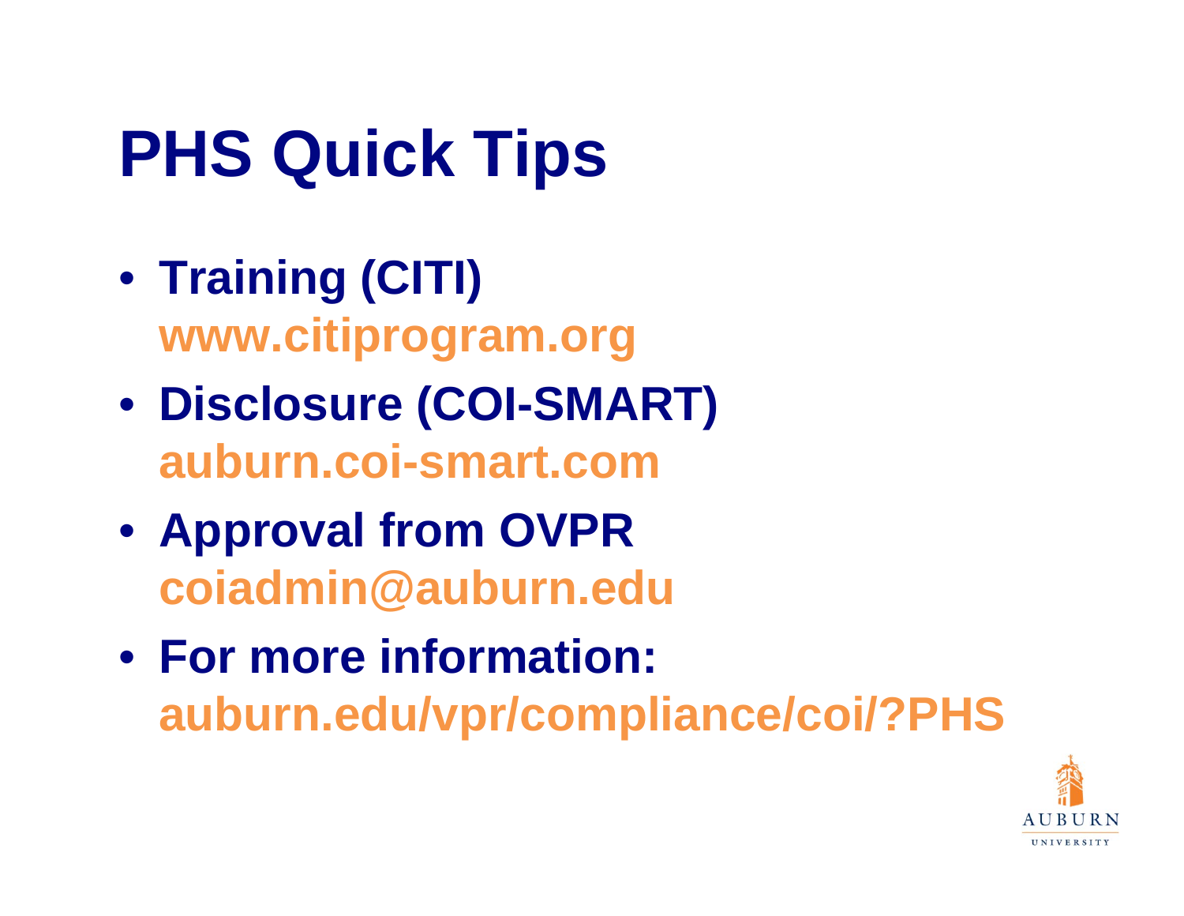# PHS Quick Tips

- **Training (CITI)**
  **www.citiprogram.org**
- **Disclosure (COI-SMART)**
  **auburn.coi-smart.com**
- **Approval from OVPR**
  **coiadmin@auburn.edu**
- **For more information:**
  **auburn.edu/vpr/compliance/coi/?PHS**

AUBURN
UNIVERSITY